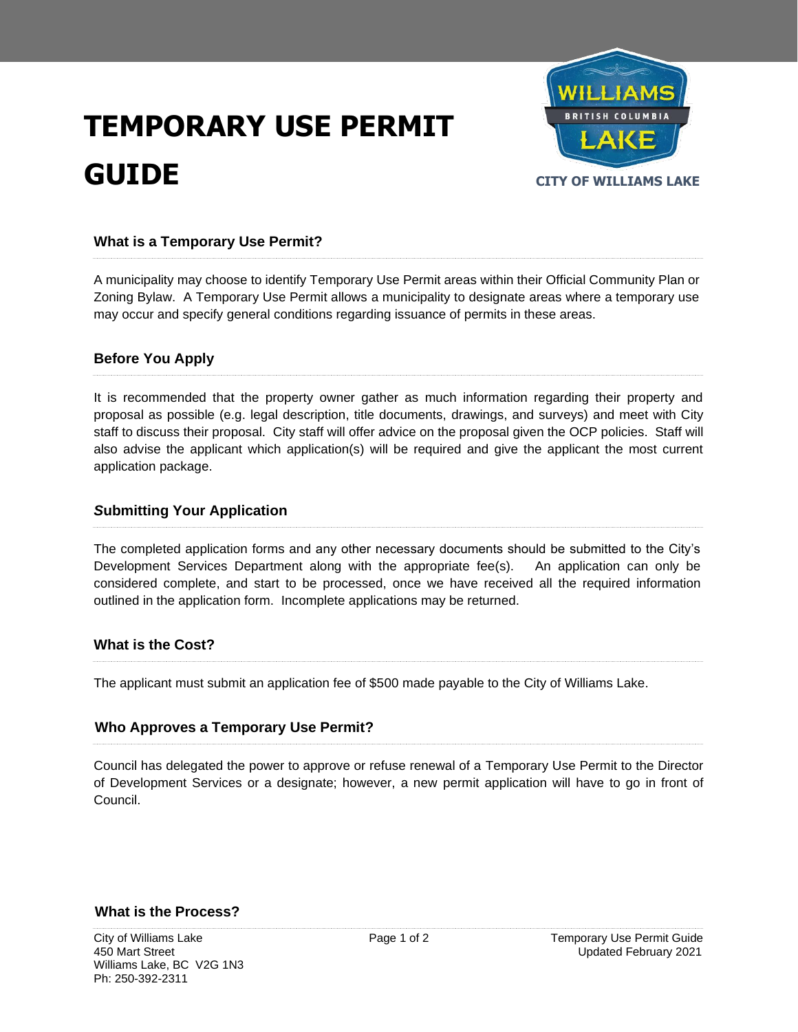# TEMPORARY USE PERMIT GUIDE

CITY OF WILLIAMS LAKE

## What is a Temporary Use Permit?

A municipality may choose to identify Temporary Use Permit areas within their Official Community Plan or Zoning Bylaw. A Temporary Use Permit allows a municipality to designate areas where a temporary use may occur and specify general conditions regarding issuance of permits in these areas.

## Before You Apply

It is recommended that the property owner gather as much information regarding their property and proposal as possible (e.g. legal description, title documents, drawings, and surveys) and meet with City staff to discuss their proposal. City staff will offer advice on the proposal given the OCP policies. Staff will also advise the applicant which application(s) will be required and give the applicant the most current application package.

## Submitting Your Application

The completed application forms and any other necessary documents should be submitted to the City's Development Services Department along with the appropriate fee(s). An application can only be considered complete, and start to be processed, once we have received all the required information outlined in the application form. Incomplete applications may be returned.

## What is the Cost?

The applicant must submit an application fee of $500 made payable to the City of Williams Lake.

## Who Approves a Temporary Use Permit?

Council has delegated the power to approve or refuse renewal of a Temporary Use Permit to the Director of Development Services or a designate; however, a new permit application will have to go in front of Council.

## What is the Process?

City of Williams Lake
450 Mart Street
Williams Lake, BC V2G 1N3
Ph: 250-392-2311

Temporary Use Permit Guide
Updated February 2021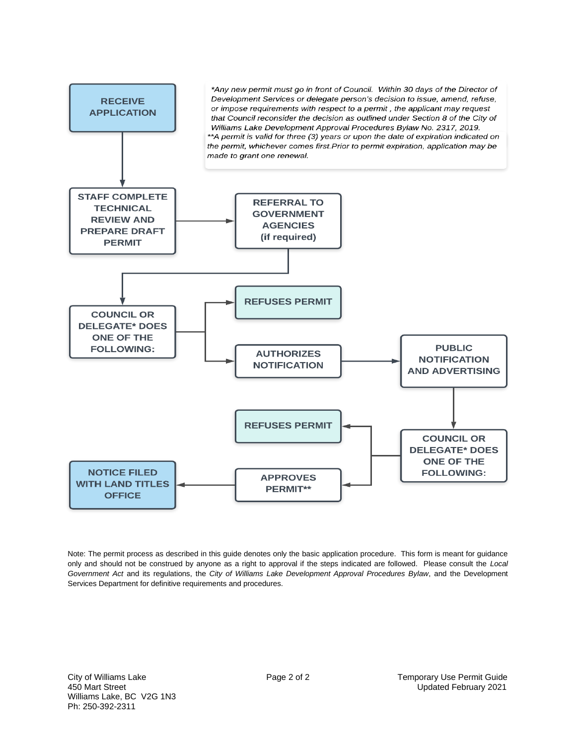*\*Any new permit must go in front of Council. Within 30 days of the Director of Development Services or delegate person's decision to issue, amend, refuse, or impose requirements with respect to a permit , the applicant may request that Council reconsider the decision as outlined under Section 8 of the City of Williams Lake Development Approval Procedures Bylaw No. 2317, 2019.*

*\*\*A permit is valid for three (3) years or upon the date of expiration indicated on the permit, whichever comes first.Prior to permit expiration, application may be made to grant one renewal.*

RECEIVE APPLICATION

STAFF COMPLETE TECHNICAL REVIEW AND PREPARE DRAFT PERMIT

REFERRAL TO GOVERNMENT AGENCIES (if required)

COUNCIL OR DELEGATE* DOES ONE OF THE FOLLOWING:

REFUSES PERMIT

AUTHORIZES NOTIFICATION

PUBLIC NOTIFICATION AND ADVERTISING

COUNCIL OR DELEGATE* DOES ONE OF THE FOLLOWING:

REFUSES PERMIT

APPROVES PERMIT**

NOTICE FILED WITH LAND TITLES OFFICE

Note: The permit process as described in this guide denotes only the basic application procedure. This form is meant for guidance only and should not be construed by anyone as a right to approval if the steps indicated are followed. Please consult the *Local Government Act* and its regulations, the *City of Williams Lake Development Approval Procedures Bylaw*, and the Development Services Department for definitive requirements and procedures.

City of Williams Lake
450 Mart Street
Williams Lake, BC V2G 1N3
Ph: 250-392-2311

Temporary Use Permit Guide
Updated February 2021